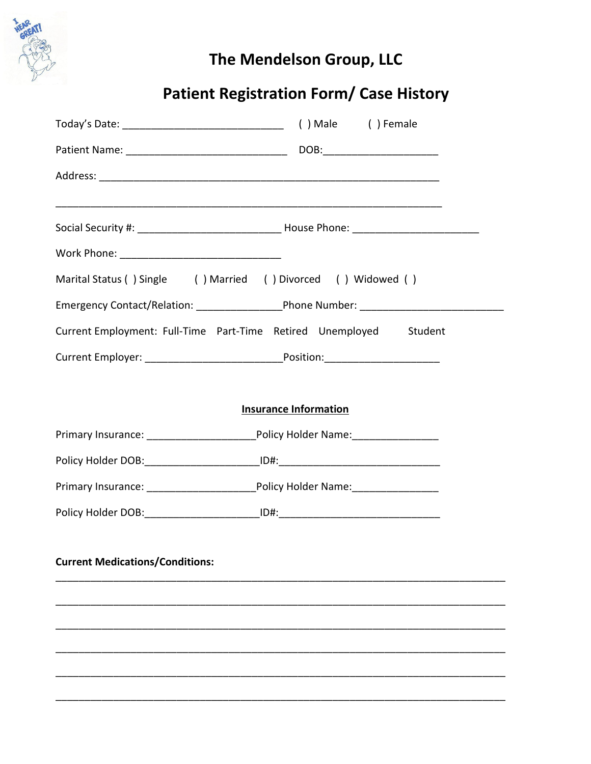# The Mendelson Group, LLC

## Patient Registration Form/ Case History

Today's Date: ____________________________ ( ) Male ( ) Female

Patient Name: ____________________________ DOB:____________________

Address: ____________________________________________________________

____________________________________________________________________

Social Security #: _________________________ House Phone: ______________________

Work Phone: ____________________________

Marital Status ( ) Single ( ) Married ( ) Divorced ( ) Widowed ( )

Emergency Contact/Relation: _______________Phone Number: _________________________

Current Employment: Full-Time Part-Time Retired Unemployed Student

Current Employer: ________________________Position:____________________

### Insurance Information

Primary Insurance: ___________________Policy Holder Name:_______________

Policy Holder DOB:____________________ID#:____________________________

Primary Insurance: ___________________Policy Holder Name:_______________

Policy Holder DOB:____________________ID#:____________________________

**Current Medications/Conditions:**

________________________________________________________________________________

________________________________________________________________________________

________________________________________________________________________________

________________________________________________________________________________

________________________________________________________________________________

________________________________________________________________________________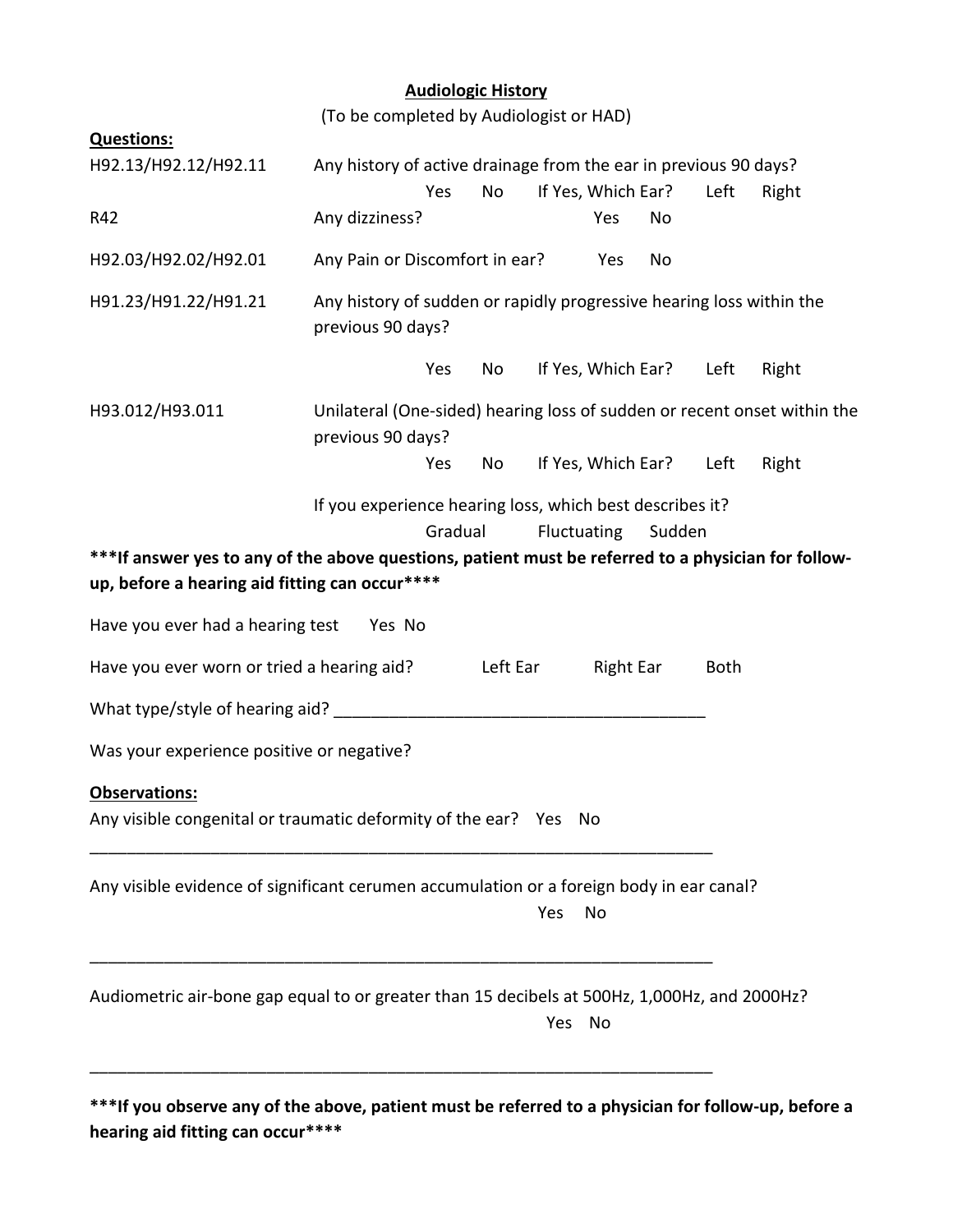## Audiologic History

(To be completed by Audiologist or HAD)

**Questions:**

H92.13/H92.12/H92.11 — Any history of active drainage from the ear in previous 90 days?

Yes No If Yes, Which Ear? Left Right

R42 — Any dizziness? Yes No

H92.03/H92.02/H92.01 — Any Pain or Discomfort in ear? Yes No

H91.23/H91.22/H91.21 — Any history of sudden or rapidly progressive hearing loss within the previous 90 days?

Yes No If Yes, Which Ear? Left Right

H93.012/H93.011 — Unilateral (One-sided) hearing loss of sudden or recent onset within the previous 90 days?

Yes No If Yes, Which Ear? Left Right

If you experience hearing loss, which best describes it?

Gradual Fluctuating Sudden

**\*\*\*If answer yes to any of the above questions, patient must be referred to a physician for follow-up, before a hearing aid fitting can occur\*\*\*\***

Have you ever had a hearing test Yes No

Have you ever worn or tried a hearing aid? Left Ear Right Ear Both

What type/style of hearing aid? ________________________________________

Was your experience positive or negative?

**Observations:**

Any visible congenital or traumatic deformity of the ear? Yes No

______________________________________________________________________

Any visible evidence of significant cerumen accumulation or a foreign body in ear canal?

Yes No

______________________________________________________________________

Audiometric air-bone gap equal to or greater than 15 decibels at 500Hz, 1,000Hz, and 2000Hz?

Yes No

______________________________________________________________________

**\*\*\*If you observe any of the above, patient must be referred to a physician for follow-up, before a hearing aid fitting can occur\*\*\*\***